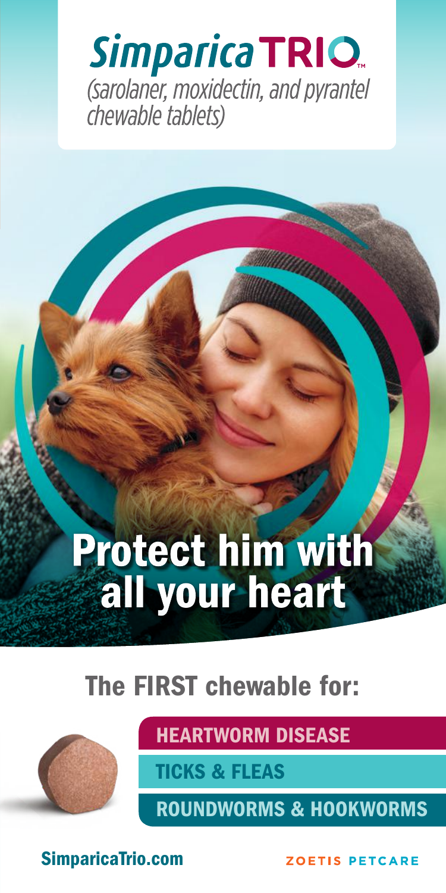# Simparica TRIO™

*(sarolaner, moxidectin, and pyrantel chewable tablets)*

## Protect him with all your heart

## The FIRST chewable for:

- HEARTWORM DISEASE
- TICKS & FLEAS
- ROUNDWORMS & HOOKWORMS

SimparicaTrio.com

ZOETIS PETCARE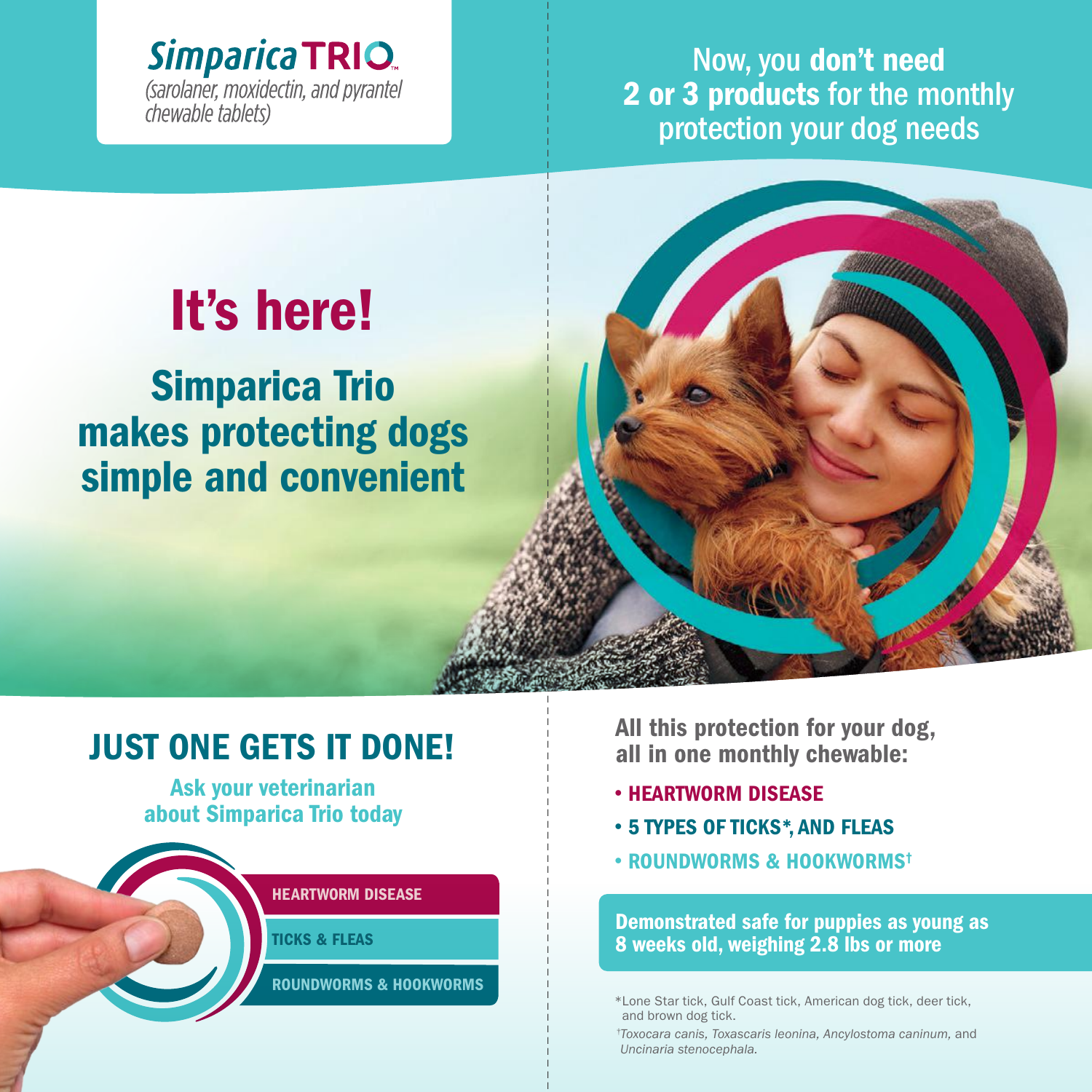**Simparica TRIO**™

*(sarolaner, moxidectin, and pyrantel chewable tablets)*

Now, you **don't need 2 or 3 products** for the monthly protection your dog needs

# It's here!

## Simparica Trio makes protecting dogs simple and convenient

## JUST ONE GETS IT DONE!

**Ask your veterinarian about Simparica Trio today**

- HEARTWORM DISEASE
- TICKS & FLEAS
- ROUNDWORMS & HOOKWORMS

**All this protection for your dog, all in one monthly chewable:**

- **HEARTWORM DISEASE**
- **5 TYPES OF TICKS\*, AND FLEAS**
- **ROUNDWORMS & HOOKWORMS†**

**Demonstrated safe for puppies as young as 8 weeks old, weighing 2.8 lbs or more**

\*Lone Star tick, Gulf Coast tick, American dog tick, deer tick, and brown dog tick.

†*Toxocara canis, Toxascaris leonina, Ancylostoma caninum,* and *Uncinaria stenocephala.*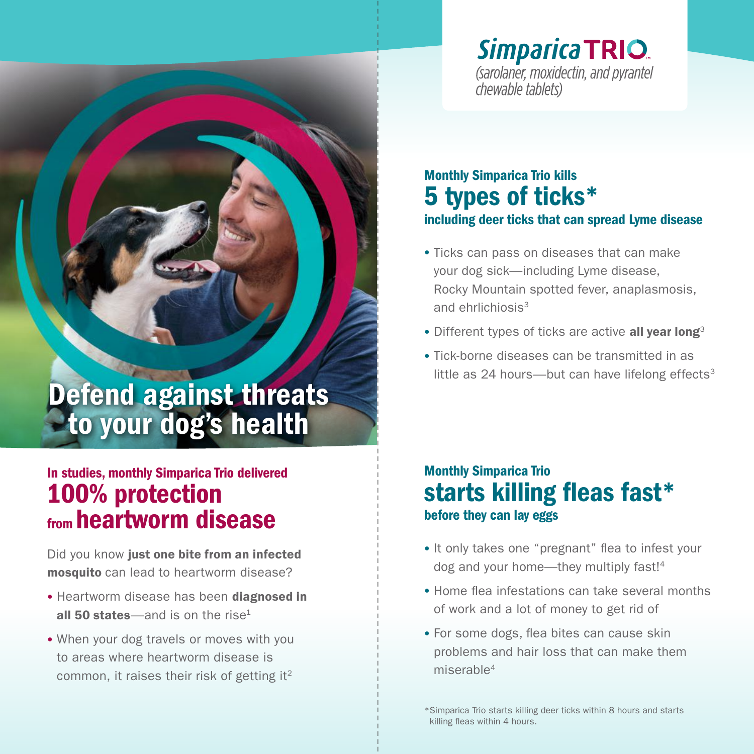# Defend against threats to your dog's health

## In studies, monthly Simparica Trio delivered 100% protection from heartworm disease

Did you know **just one bite from an infected mosquito** can lead to heartworm disease?

- Heartworm disease has been **diagnosed in all 50 states**—and is on the rise[1]
- When your dog travels or moves with you to areas where heartworm disease is common, it raises their risk of getting it[2]

**Simparica TRIO™**
*(sarolaner, moxidectin, and pyrantel chewable tablets)*

## Monthly Simparica Trio kills 5 types of ticks* including deer ticks that can spread Lyme disease

- Ticks can pass on diseases that can make your dog sick—including Lyme disease, Rocky Mountain spotted fever, anaplasmosis, and ehrlichiosis[3]
- Different types of ticks are active **all year long**[3]
- Tick-borne diseases can be transmitted in as little as 24 hours—but can have lifelong effects[3]

## Monthly Simparica Trio starts killing fleas fast* before they can lay eggs

- It only takes one "pregnant" flea to infest your dog and your home—they multiply fast![4]
- Home flea infestations can take several months of work and a lot of money to get rid of
- For some dogs, flea bites can cause skin problems and hair loss that can make them miserable[4]

*Simparica Trio starts killing deer ticks within 8 hours and starts killing fleas within 4 hours.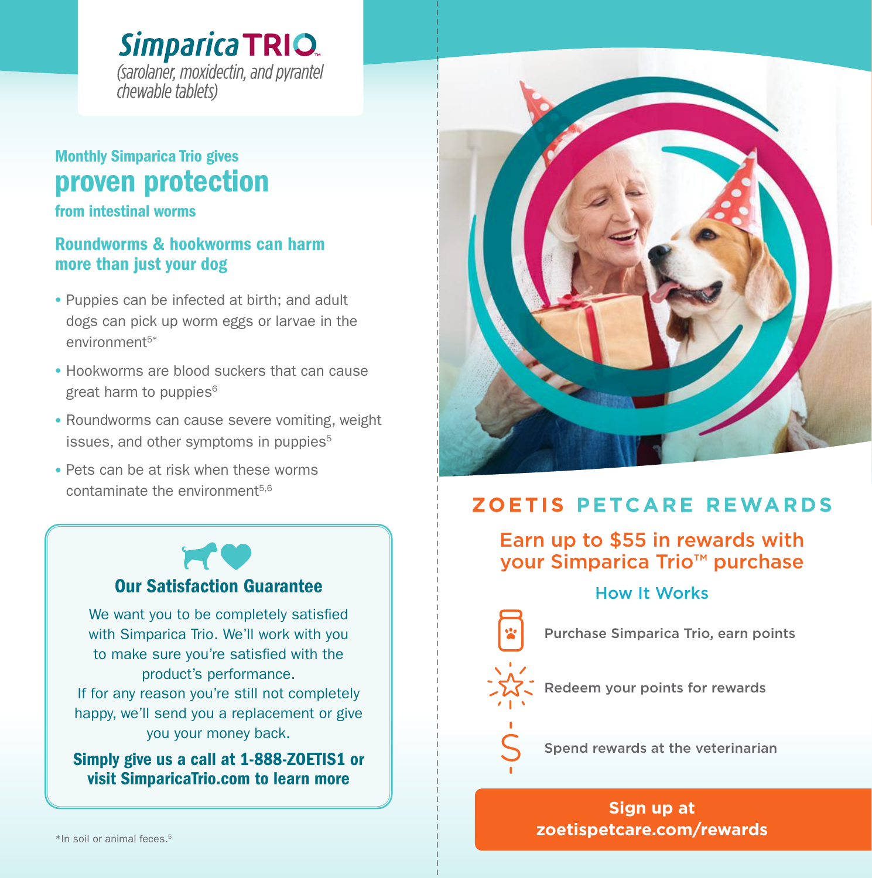# Simparica TRIO™

*(sarolaner, moxidectin, and pyrantel chewable tablets)*

## Monthly Simparica Trio gives proven protection from intestinal worms

### Roundworms & hookworms can harm more than just your dog

- Puppies can be infected at birth; and adult dogs can pick up worm eggs or larvae in the environment[5*]
- Hookworms are blood suckers that can cause great harm to puppies[6]
- Roundworms can cause severe vomiting, weight issues, and other symptoms in puppies[5]
- Pets can be at risk when these worms contaminate the environment[5,6]

### Our Satisfaction Guarantee

We want you to be completely satisfied with Simparica Trio. We'll work with you to make sure you're satisfied with the product's performance. If for any reason you're still not completely happy, we'll send you a replacement or give you your money back.

**Simply give us a call at 1-888-ZOETIS1 or visit SimparicaTrio.com to learn more**

*In soil or animal feces.[5]

## ZOETIS PETCARE REWARDS

### Earn up to $55 in rewards with your Simparica Trio™ purchase

#### How It Works

- Purchase Simparica Trio, earn points
- Redeem your points for rewards
- Spend rewards at the veterinarian

**Sign up at zoetispetcare.com/rewards**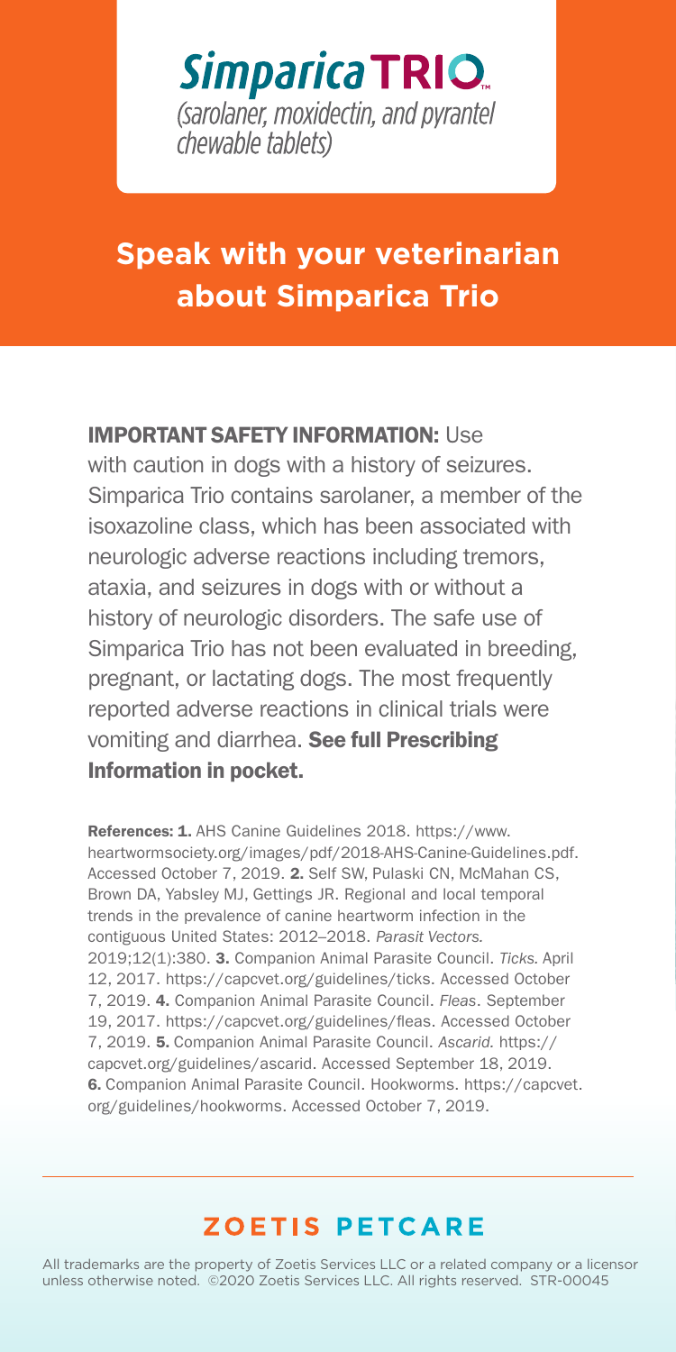# Simparica TRIO™

*(sarolaner, moxidectin, and pyrantel chewable tablets)*

## Speak with your veterinarian about Simparica Trio

**IMPORTANT SAFETY INFORMATION:** Use with caution in dogs with a history of seizures. Simparica Trio contains sarolaner, a member of the isoxazoline class, which has been associated with neurologic adverse reactions including tremors, ataxia, and seizures in dogs with or without a history of neurologic disorders. The safe use of Simparica Trio has not been evaluated in breeding, pregnant, or lactating dogs. The most frequently reported adverse reactions in clinical trials were vomiting and diarrhea. **See full Prescribing Information in pocket.**

**References:** **1.** AHS Canine Guidelines 2018. https://www.heartwormsociety.org/images/pdf/2018-AHS-Canine-Guidelines.pdf. Accessed October 7, 2019. **2.** Self SW, Pulaski CN, McMahan CS, Brown DA, Yabsley MJ, Gettings JR. Regional and local temporal trends in the prevalence of canine heartworm infection in the contiguous United States: 2012–2018. *Parasit Vectors.* 2019;12(1):380. **3.** Companion Animal Parasite Council. *Ticks*. April 12, 2017. https://capcvet.org/guidelines/ticks. Accessed October 7, 2019. **4.** Companion Animal Parasite Council. *Fleas*. September 19, 2017. https://capcvet.org/guidelines/fleas. Accessed October 7, 2019. **5.** Companion Animal Parasite Council. *Ascarid*. https://capcvet.org/guidelines/ascarid. Accessed September 18, 2019. **6.** Companion Animal Parasite Council. Hookworms. https://capcvet.org/guidelines/hookworms. Accessed October 7, 2019.

---

**ZOETIS PETCARE**

All trademarks are the property of Zoetis Services LLC or a related company or a licensor unless otherwise noted. ©2020 Zoetis Services LLC. All rights reserved. STR-00045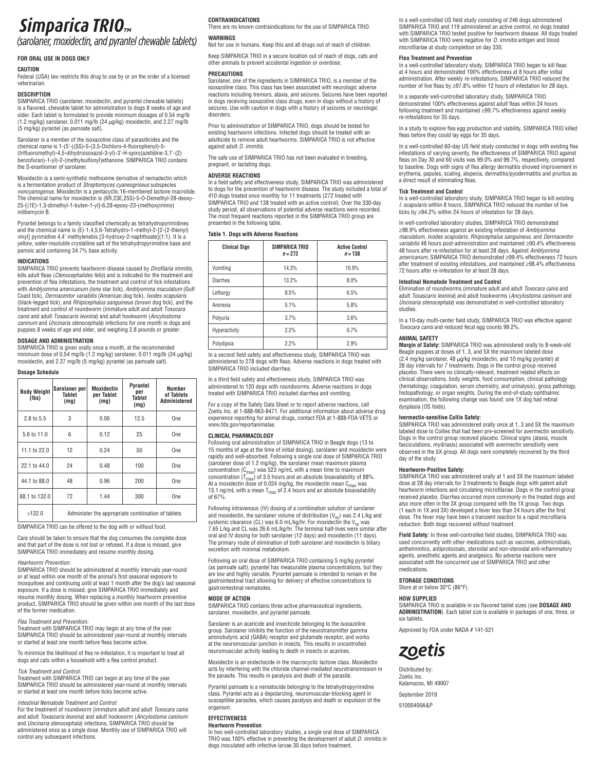# Simparica TRIO™

*(sarolaner, moxidectin, and pyrantel chewable tablets)*

**FOR ORAL USE IN DOGS ONLY**

**CAUTION**

Federal (USA) law restricts this drug to use by or on the order of a licensed veterinarian.

**DESCRIPTION**

SIMPARICA TRIO (sarolaner, moxidectin, and pyrantel chewable tablets) is a flavored, chewable tablet for administration to dogs 8 weeks of age and older. Each tablet is formulated to provide minimum dosages of 0.54 mg/lb (1.2 mg/kg) sarolaner, 0.011 mg/lb (24 µg/kg) moxidectin, and 2.27 mg/lb (5 mg/kg) pyrantel (as pamoate salt).

Sarolaner is a member of the isoxazoline class of parasiticides and the chemical name is 1-(5'-((5S)-5-(3,5-Dichloro-4-fluorophenyl)-5-(trifluoromethyl)-4,5-dihydroisoxazol-3-yl)-3'-H-spiro(azetidine-3,1'-(2) benzofuran)-1-yl)-2-(methylsulfonyl)ethanone. SIMPARICA TRIO contains the S-enantiomer of sarolaner.

Moxidectin is a semi-synthetic methoxime derivative of nemadectin which is a fermentation product of *Streptomyces cyaneogriseus* subspecies *noncyanogenus*. Moxidectin is a pentacyclic 16-membered lactone macrolide. The chemical name for moxidectin is (6R,23E,25S)-5-O-Demethyl-28-deoxy-25-[(1E)-1,3-dimethyl-1-buten-1-yl]-6,28-epoxy-23-(methoxyimino) milbemycin B.

Pyrantel belongs to a family classified chemically as tetrahydropyrimidines and the chemical name is (E)-1,4,5,6-Tetrahydro-1-methyl-2-[2-(2-thienyl) vinyl] pyrimidine 4,4' methylenebis [3-hydroxy-2-naphthoate](1:1). It is a yellow, water-insoluble crystalline salt of the tetrahydropyrimidine base and pamoic acid containing 34.7% base activity.

**INDICATIONS**

SIMPARICA TRIO prevents heartworm disease caused by *Dirofilaria immitis*, kills adult fleas (*Ctenocephalides felis*) and is indicated for the treatment and prevention of flea infestations, the treatment and control of tick infestations with *Amblyomma americanum* (lone star tick), *Amblyomma maculatum* (Gulf Coast tick), *Dermacentor variabilis* (American dog tick), *Ixodes scapularis* (black-legged tick), and *Rhipicephalus sanguineus* (brown dog tick), and the treatment and control of roundworm (immature adult and adult *Toxocara canis* and adult *Toxascaris leonina*) and adult hookworm (*Ancylostoma caninum* and *Uncinaria stenocephala*) infections for one month in dogs and puppies 8 weeks of age and older, and weighing 2.8 pounds or greater.

**DOSAGE AND ADMINISTRATION**

SIMPARICA TRIO is given orally once a month, at the recommended minimum dose of 0.54 mg/lb (1.2 mg/kg) sarolaner, 0.011 mg/lb (24 µg/kg) moxidectin, and 2.27 mg/lb (5 mg/kg) pyrantel (as pamoate salt).

**Dosage Schedule**

| Body Weight (lbs) | Sarolaner per Tablet (mg) | Moxidectin per Tablet (mg) | Pyrantel per Tablet (mg) | Number of Tablets Administered |
|---|---|---|---|---|
| 2.8 to 5.5 | 3 | 0.06 | 12.5 | One |
| 5.6 to 11.0 | 6 | 0.12 | 25 | One |
| 11.1 to 22.0 | 12 | 0.24 | 50 | One |
| 22.1 to 44.0 | 24 | 0.48 | 100 | One |
| 44.1 to 88.0 | 48 | 0.96 | 200 | One |
| 88.1 to 132.0 | 72 | 1.44 | 300 | One |
| >132.0 | Administer the appropriate combination of tablets | | | |

SIMPARICA TRIO can be offered to the dog with or without food.

Care should be taken to ensure that the dog consumes the complete dose and that part of the dose is not lost or refused. If a dose is missed, give SIMPARICA TRIO immediately and resume monthly dosing.

*Heartworm Prevention:*

SIMPARICA TRIO should be administered at monthly intervals year-round or at least within one month of the animal's first seasonal exposure to mosquitoes and continuing until at least 1 month after the dog's last seasonal exposure. If a dose is missed, give SIMPARICA TRIO immediately and resume monthly dosing. When replacing a monthly heartworm preventive product, SIMPARICA TRIO should be given within one month of the last dose of the former medication.

*Flea Treatment and Prevention:*

Treatment with SIMPARICA TRIO may begin at any time of the year. SIMPARICA TRIO should be administered year-round at monthly intervals or started at least one month before fleas become active.

To minimize the likelihood of flea re-infestation, it is important to treat all dogs and cats within a household with a flea control product.

*Tick Treatment and Control:*

Treatment with SIMPARICA TRIO can begin at any time of the year. SIMPARICA TRIO should be administered year-round at monthly intervals or started at least one month before ticks become active.

*Intestinal Nematode Treatment and Control:*

For the treatment of roundworm (immature adult and adult *Toxocara canis* and adult *Toxascaris leonina*) and adult hookworm (*Ancylostoma caninum* and *Uncinaria stenocephala*) infections, SIMPARICA TRIO should be administered once as a single dose. Monthly use of SIMPARICA TRIO will control any subsequent infections.

**CONTRAINDICATIONS**

There are no known contraindications for the use of SIMPARICA TRIO.

**WARNINGS**

Not for use in humans. Keep this and all drugs out of reach of children.

Keep SIMPARICA TRIO in a secure location out of reach of dogs, cats and other animals to prevent accidental ingestion or overdose.

**PRECAUTIONS**

Sarolaner, one of the ingredients in SIMPARICA TRIO, is a member of the isoxazoline class. This class has been associated with neurologic adverse reactions including tremors, ataxia, and seizures. Seizures have been reported in dogs receiving isoxazoline class drugs, even in dogs without a history of seizures. Use with caution in dogs with a history of seizures or neurologic disorders.

Prior to administration of SIMPARICA TRIO, dogs should be tested for existing heartworm infections. Infected dogs should be treated with an adulticide to remove adult heartworms. SIMPARICA TRIO is not effective against adult *D. immitis*.

The safe use of SIMPARICA TRIO has not been evaluated in breeding, pregnant, or lactating dogs.

**ADVERSE REACTIONS**

In a field safety and effectiveness study, SIMPARICA TRIO was administered to dogs for the prevention of heartworm disease. The study included a total of 410 dogs treated once monthly for 11 treatments (272 treated with SIMPARICA TRIO and 138 treated with an active control). Over the 330-day study period, all observations of potential adverse reactions were recorded. The most frequent reactions reported in the SIMPARICA TRIO group are presented in the following table.

**Table 1. Dogs with Adverse Reactions**

| Clinical Sign | SIMPARICA TRIO n = 272 | Active Control n = 138 |
|---|---|---|
| Vomiting | 14.3% | 10.9% |
| Diarrhea | 13.2% | 8.0% |
| Lethargy | 8.5% | 6.5% |
| Anorexia | 5.1% | 5.8% |
| Polyuria | 3.7% | 3.6% |
| Hyperactivity | 2.2% | 0.7% |
| Polydipsia | 2.2% | 2.9% |

In a second field safety and effectiveness study, SIMPARICA TRIO was administered to 278 dogs with fleas. Adverse reactions in dogs treated with SIMPARICA TRIO included diarrhea.

In a third field safety and effectiveness study, SIMPARICA TRIO was administered to 120 dogs with roundworms. Adverse reactions in dogs treated with SIMPARICA TRIO included diarrhea and vomiting.

For a copy of the Safety Data Sheet or to report adverse reactions, call Zoetis Inc. at 1-888-963-8471. For additional information about adverse drug experience reporting for animal drugs, contact FDA at 1-888-FDA-VETS or www.fda.gov/reportanimalae.

**CLINICAL PHARMACOLOGY**

Following oral administration of SIMPARICA TRIO in Beagle dogs (13 to 15 months of age at the time of initial dosing), sarolaner and moxidectin were rapidly and well-absorbed. Following a single oral dose of SIMPARICA TRIO (sarolaner dose of 1.2 mg/kg), the sarolaner mean maximum plasma concentration ($C_{max}$) was 523 ng/mL with a mean time to maximum concentration ($T_{max}$) of 3.5 hours and an absolute bioavailability of 88%. At a moxidectin dose of 0.024 mg/kg, the moxidectin mean $C_{max}$ was 13.1 ng/mL with a mean $T_{max}$ of 2.4 hours and an absolute bioavailability of 67%.

Following intravenous (IV) dosing of a combination solution of sarolaner and moxidectin, the sarolaner volume of distribution ($V_{ss}$) was 2.4 L/kg and systemic clearance (CL) was 6.0 mL/kg/hr. For moxidectin the $V_{ss}$ was 7.65 L/kg and CL was 26.6 mL/kg/hr. The terminal half-lives were similar after oral and IV dosing for both sarolaner (12 days) and moxidectin (11 days). The primary route of elimination of both sarolaner and moxidectin is biliary excretion with minimal metabolism.

Following an oral dose of SIMPARICA TRIO containing 5 mg/kg pyrantel (as pamoate salt), pyrantel has measurable plasma concentrations, but they are low and highly variable. Pyrantel pamoate is intended to remain in the gastrointestinal tract allowing for delivery of effective concentrations to gastrointestinal nematodes.

**MODE OF ACTION**

SIMPARICA TRIO contains three active pharmaceutical ingredients, sarolaner, moxidectin, and pyrantel pamoate.

Sarolaner is an acaricide and insecticide belonging to the isoxazoline group. Sarolaner inhibits the function of the neurotransmitter gamma aminobutyric acid (GABA) receptor and glutamate receptor, and works at the neuromuscular junction in insects. This results in uncontrolled neuromuscular activity leading to death in insects or acarines.

Moxidectin is an endectocide in the macrocyclic lactone class. Moxidectin acts by interfering with the chloride channel-mediated neurotransmission in the parasite. This results in paralysis and death of the parasite.

Pyrantel pamoate is a nematocide belonging to the tetrahydropyrimidine class. Pyrantel acts as a depolarizing, neuromuscular-blocking agent in susceptible parasites, which causes paralysis and death or expulsion of the organism.

**EFFECTIVENESS**

**Heartworm Prevention**

In two well-controlled laboratory studies, a single oral dose of SIMPARICA TRIO was 100% effective in preventing the development of adult *D. immitis* in dogs inoculated with infective larvae 30 days before treatment.

In a well-controlled US field study consisting of 246 dogs administered SIMPARICA TRIO and 119 administered an active control, no dogs treated with SIMPARICA TRIO tested positive for heartworm disease. All dogs treated with SIMPARICA TRIO were negative for *D. immitis* antigen and blood microfilariae at study completion on day 330.

**Flea Treatment and Prevention**

In a well-controlled laboratory study, SIMPARICA TRIO began to kill fleas at 4 hours and demonstrated 100% effectiveness at 8 hours after initial administration. After weekly re-infestations, SIMPARICA TRIO reduced the number of live fleas by ≥97.8% within 12 hours of infestation for 28 days.

In a separate well-controlled laboratory study, SIMPARICA TRIO demonstrated 100% effectiveness against adult fleas within 24 hours following treatment and maintained ≥99.7% effectiveness against weekly re-infestations for 35 days.

In a study to explore flea egg production and viability, SIMPARICA TRIO killed fleas before they could lay eggs for 35 days.

In a well-controlled 60-day US field study conducted in dogs with existing flea infestations of varying severity, the effectiveness of SIMPARICA TRIO against fleas on Day 30 and 60 visits was 99.0% and 99.7%, respectively, compared to baseline. Dogs with signs of flea allergy dermatitis showed improvement in erythema, papules, scaling, alopecia, dermatitis/pyodermatitis and pruritus as a direct result of eliminating fleas.

**Tick Treatment and Control**

In a well-controlled laboratory study, SIMPARICA TRIO began to kill existing *I. scapularis* within 8 hours. SIMPARICA TRIO reduced the number of live ticks by ≥94.2% within 24 hours of infestation for 28 days.

In well-controlled laboratory studies, SIMPARICA TRIO demonstrated ≥98.9% effectiveness against an existing infestation of *Amblyomma maculatum*, *Ixodes scapularis*, *Rhipicephalus sanguineus*, and *Dermacentor variabilis* 48 hours post-administration and maintained ≥90.4% effectiveness 48 hours after re-infestation for at least 28 days. Against *Amblyomma americanum*, SIMPARICA TRIO demonstrated ≥99.4% effectiveness 72 hours after treatment of existing infestations, and maintained ≥98.4% effectiveness 72 hours after re-infestation for at least 28 days.

**Intestinal Nematode Treatment and Control**

Elimination of roundworms (immature adult and adult *Toxocara canis* and adult *Toxascaris leonina*) and adult hookworms (*Ancylostoma caninum* and *Uncinaria stenocephala*) was demonstrated in well-controlled laboratory studies.

In a 10-day multi-center field study, SIMPARICA TRIO was effective against *Toxocara canis* and reduced fecal egg counts 99.2%.

**ANIMAL SAFETY**

**Margin of Safety:** SIMPARICA TRIO was administered orally to 8-week-old Beagle puppies at doses of 1, 3, and 5X the maximum labeled dose (2.4 mg/kg sarolaner, 48 µg/kg moxidectin, and 10 mg/kg pyrantel) at 28 day intervals for 7 treatments. Dogs in the control group received placebo. There were no clinically-relevant, treatment related effects on clinical observations, body weights, food consumption, clinical pathology (hematology, coagulation, serum chemistry, and urinalysis), gross pathology, histopathology, or organ weights. During the end-of-study ophthalmic examination, the following change was found: one 1X dog had retinal dysplasia (OS folds).

**Ivermectin-sensitive Collie Safety:**

SIMPARICA TRIO was administered orally once at 1, 3 and 5X the maximum labeled dose to Collies that had been pre-screened for avermectin sensitivity. Dogs in the control group received placebo. Clinical signs (ataxia, muscle fasciculations, mydriasis) associated with avermectin sensitivity were observed in the 5X group. All dogs were completely recovered by the third day of the study.

**Heartworm-Positive Safety:**

SIMPARICA TRIO was administered orally at 1 and 3X the maximum labeled dose at 28 day intervals for 3 treatments to Beagle dogs with patent adult heartworm infections and circulating microfilariae. Dogs in the control group received placebo. Diarrhea occurred more commonly in the treated dogs and also more often in the 3X group compared with the 1X group. Two dogs (1 each in 1X and 3X) developed a fever less than 24 hours after the first dose. The fever may have been a transient reaction to a rapid microfilaria reduction. Both dogs recovered without treatment.

**Field Safety:** In three well-controlled field studies, SIMPARICA TRIO was used concurrently with other medications such as vaccines, antimicrobials, anthelmintics, antiprotozoals, steroidal and non-steroidal anti-inflammatory agents, anesthetic agents and analgesics. No adverse reactions were associated with the concurrent use of SIMPARICA TRIO and other medications.

**STORAGE CONDITIONS**

Store at or below 30°C (86°F).

**HOW SUPPLIED**

SIMPARICA TRIO is available in six flavored tablet sizes (see **DOSAGE AND ADMINISTRATION**). Each tablet size is available in packages of one, three, or six tablets.

Approved by FDA under NADA # 141-521

zoetis

Distributed by:
Zoetis Inc.
Kalamazoo, MI 49007

September 2019

51000400A&P